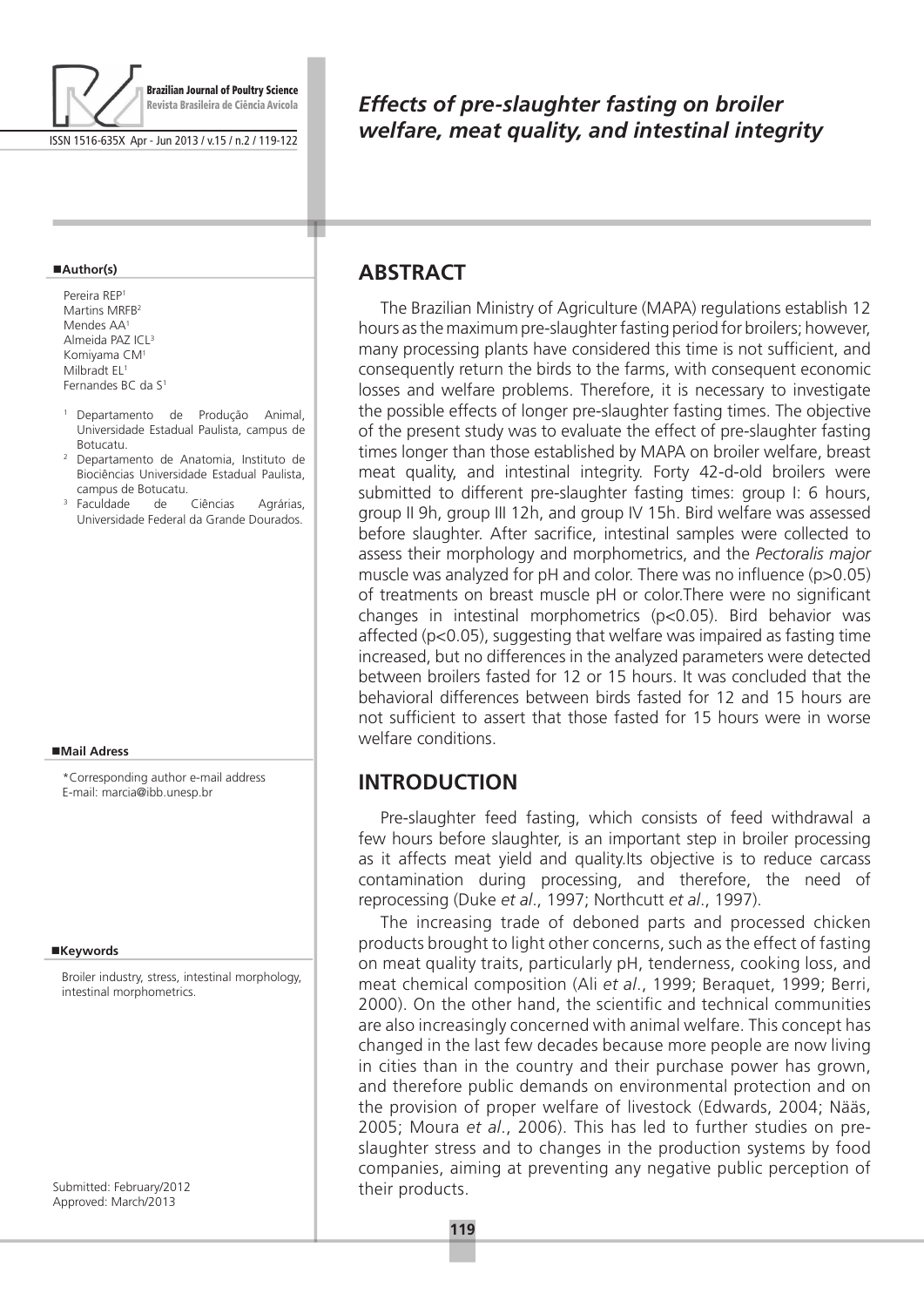# Effects of pre-slaughter fasting on broiler welfare, meat quality, and intestinal integrity

**Author(s)**

Pereira REP[1]
Martins MRFB[2]
Mendes AA[1]
Almeida PAZ ICL[3]
Komiyama CM[1]
Milbradt EL[1]
Fernandes BC da S[1]

[1] Departamento de Produção Animal, Universidade Estadual Paulista, campus de Botucatu.
[2] Departamento de Anatomia, Instituto de Biociências Universidade Estadual Paulista, campus de Botucatu.
[3] Faculdade de Ciências Agrárias, Universidade Federal da Grande Dourados.

**Mail Adress**

*Corresponding author e-mail address
E-mail: marcia@ibb.unesp.br

**Keywords**

Broiler industry, stress, intestinal morphology, intestinal morphometrics.

Submitted: February/2012
Approved: March/2013

## ABSTRACT

The Brazilian Ministry of Agriculture (MAPA) regulations establish 12 hours as the maximum pre-slaughter fasting period for broilers; however, many processing plants have considered this time is not sufficient, and consequently return the birds to the farms, with consequent economic losses and welfare problems. Therefore, it is necessary to investigate the possible effects of longer pre-slaughter fasting times. The objective of the present study was to evaluate the effect of pre-slaughter fasting times longer than those established by MAPA on broiler welfare, breast meat quality, and intestinal integrity. Forty 42-d-old broilers were submitted to different pre-slaughter fasting times: group I: 6 hours, group II 9h, group III 12h, and group IV 15h. Bird welfare was assessed before slaughter. After sacrifice, intestinal samples were collected to assess their morphology and morphometrics, and the *Pectoralis major* muscle was analyzed for pH and color. There was no influence ($p>0.05$) of treatments on breast muscle pH or color.There were no significant changes in intestinal morphometrics ($p<0.05$). Bird behavior was affected ($p<0.05$), suggesting that welfare was impaired as fasting time increased, but no differences in the analyzed parameters were detected between broilers fasted for 12 or 15 hours. It was concluded that the behavioral differences between birds fasted for 12 and 15 hours are not sufficient to assert that those fasted for 15 hours were in worse welfare conditions.

## INTRODUCTION

Pre-slaughter feed fasting, which consists of feed withdrawal a few hours before slaughter, is an important step in broiler processing as it affects meat yield and quality.Its objective is to reduce carcass contamination during processing, and therefore, the need of reprocessing (Duke *et al*., 1997; Northcutt *et al*., 1997).

The increasing trade of deboned parts and processed chicken products brought to light other concerns, such as the effect of fasting on meat quality traits, particularly pH, tenderness, cooking loss, and meat chemical composition (Ali *et al*., 1999; Beraquet, 1999; Berri, 2000). On the other hand, the scientific and technical communities are also increasingly concerned with animal welfare. This concept has changed in the last few decades because more people are now living in cities than in the country and their purchase power has grown, and therefore public demands on environmental protection and on the provision of proper welfare of livestock (Edwards, 2004; Nääs, 2005; Moura *et al*., 2006). This has led to further studies on pre-slaughter stress and to changes in the production systems by food companies, aiming at preventing any negative public perception of their products.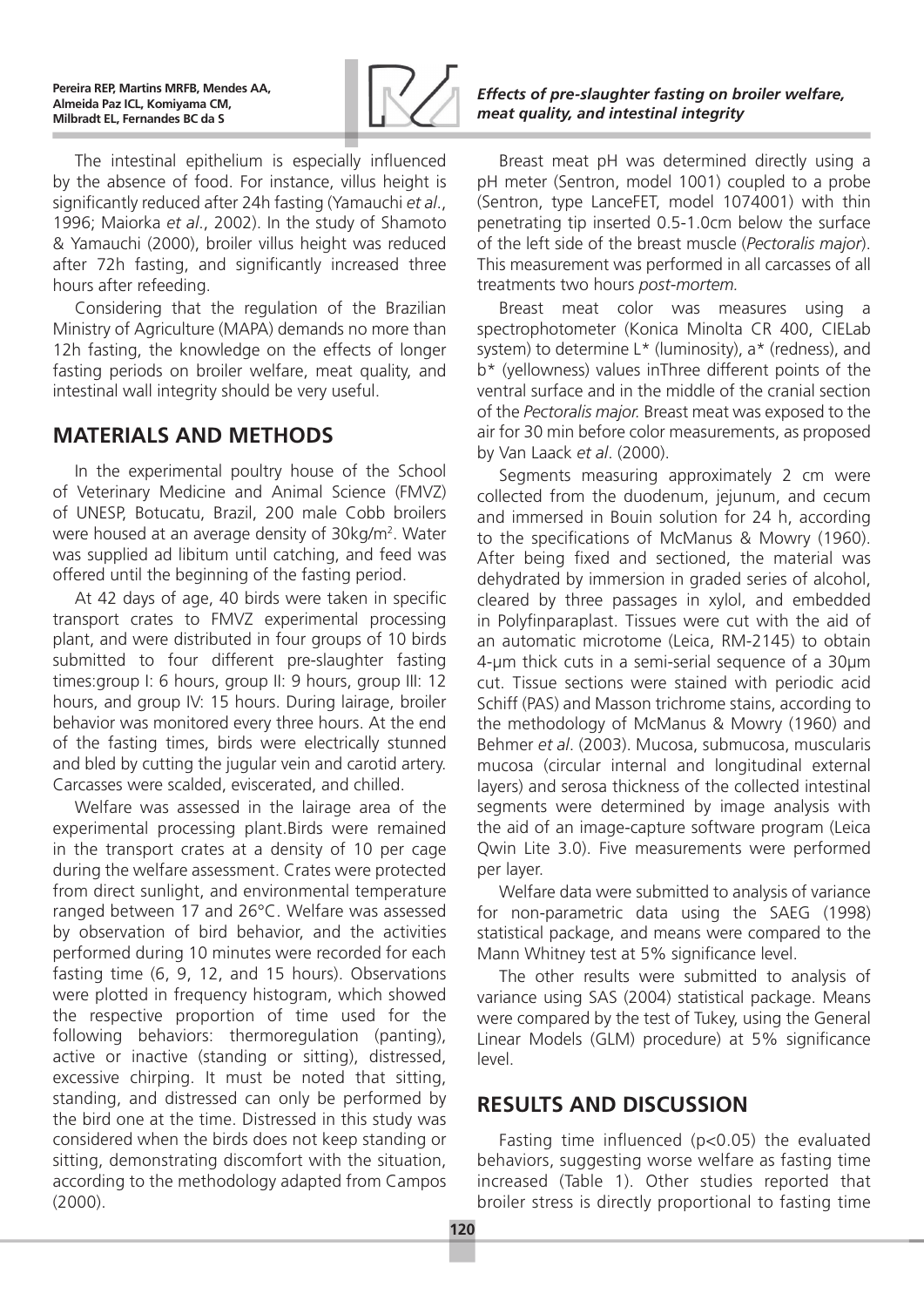The intestinal epithelium is especially influenced by the absence of food. For instance, villus height is significantly reduced after 24h fasting (Yamauchi *et al*., 1996; Maiorka *et al*., 2002). In the study of Shamoto & Yamauchi (2000), broiler villus height was reduced after 72h fasting, and significantly increased three hours after refeeding.

Considering that the regulation of the Brazilian Ministry of Agriculture (MAPA) demands no more than 12h fasting, the knowledge on the effects of longer fasting periods on broiler welfare, meat quality, and intestinal wall integrity should be very useful.

## MATERIALS AND METHODS

In the experimental poultry house of the School of Veterinary Medicine and Animal Science (FMVZ) of UNESP, Botucatu, Brazil, 200 male Cobb broilers were housed at an average density of 30kg/m$^2$. Water was supplied ad libitum until catching, and feed was offered until the beginning of the fasting period.

At 42 days of age, 40 birds were taken in specific transport crates to FMVZ experimental processing plant, and were distributed in four groups of 10 birds submitted to four different pre-slaughter fasting times:group I: 6 hours, group II: 9 hours, group III: 12 hours, and group IV: 15 hours. During lairage, broiler behavior was monitored every three hours. At the end of the fasting times, birds were electrically stunned and bled by cutting the jugular vein and carotid artery. Carcasses were scalded, eviscerated, and chilled.

Welfare was assessed in the lairage area of the experimental processing plant.Birds were remained in the transport crates at a density of 10 per cage during the welfare assessment. Crates were protected from direct sunlight, and environmental temperature ranged between 17 and 26°C. Welfare was assessed by observation of bird behavior, and the activities performed during 10 minutes were recorded for each fasting time (6, 9, 12, and 15 hours). Observations were plotted in frequency histogram, which showed the respective proportion of time used for the following behaviors: thermoregulation (panting), active or inactive (standing or sitting), distressed, excessive chirping. It must be noted that sitting, standing, and distressed can only be performed by the bird one at the time. Distressed in this study was considered when the birds does not keep standing or sitting, demonstrating discomfort with the situation, according to the methodology adapted from Campos (2000).

Breast meat pH was determined directly using a pH meter (Sentron, model 1001) coupled to a probe (Sentron, type LanceFET, model 1074001) with thin penetrating tip inserted 0.5-1.0cm below the surface of the left side of the breast muscle (*Pectoralis major*). This measurement was performed in all carcasses of all treatments two hours *post-mortem.*

Breast meat color was measures using a spectrophotometer (Konica Minolta CR 400, CIELab system) to determine L* (luminosity), a* (redness), and b* (yellowness) values inThree different points of the ventral surface and in the middle of the cranial section of the *Pectoralis major.* Breast meat was exposed to the air for 30 min before color measurements, as proposed by Van Laack *et al*. (2000).

Segments measuring approximately 2 cm were collected from the duodenum, jejunum, and cecum and immersed in Bouin solution for 24 h, according to the specifications of McManus & Mowry (1960). After being fixed and sectioned, the material was dehydrated by immersion in graded series of alcohol, cleared by three passages in xylol, and embedded in Polyfinparaplast. Tissues were cut with the aid of an automatic microtome (Leica, RM-2145) to obtain 4-μm thick cuts in a semi-serial sequence of a 30μm cut. Tissue sections were stained with periodic acid Schiff (PAS) and Masson trichrome stains, according to the methodology of McManus & Mowry (1960) and Behmer *et al*. (2003). Mucosa, submucosa, muscularis mucosa (circular internal and longitudinal external layers) and serosa thickness of the collected intestinal segments were determined by image analysis with the aid of an image-capture software program (Leica Qwin Lite 3.0). Five measurements were performed per layer.

Welfare data were submitted to analysis of variance for non-parametric data using the SAEG (1998) statistical package, and means were compared to the Mann Whitney test at 5% significance level.

The other results were submitted to analysis of variance using SAS (2004) statistical package. Means were compared by the test of Tukey, using the General Linear Models (GLM) procedure) at 5% significance level.

## RESULTS AND DISCUSSION

Fasting time influenced ($p<0.05$) the evaluated behaviors, suggesting worse welfare as fasting time increased (Table 1). Other studies reported that broiler stress is directly proportional to fasting time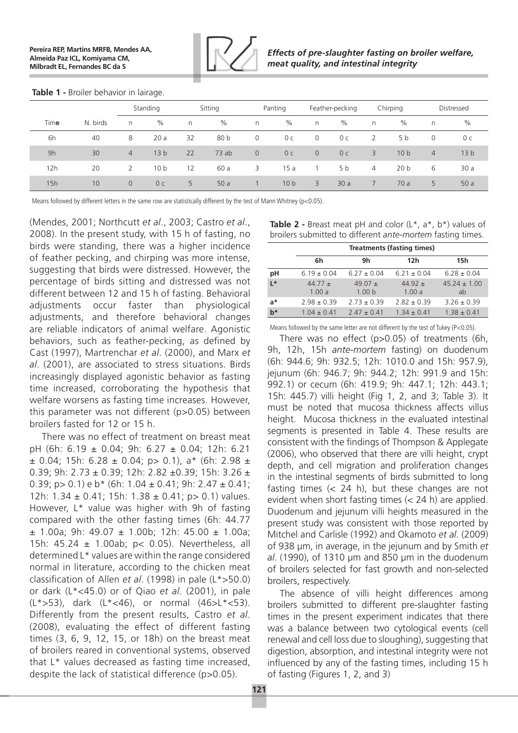**Table 1 -** Broiler behavior in lairage.

| Time | N. birds | Standing | | Sitting | | Panting | | Feather-pecking | | Chirping | | Distressed | |
|---|---|---|---|---|---|---|---|---|---|---|---|---|---|
| | | n | % | n | % | n | % | n | % | n | % | n | % |
| 6h | 40 | 8 | 20 a | 32 | 80 b | 0 | 0 c | 0 | 0 c | 2 | 5 b | 0 | 0 c |
| 9h | 30 | 4 | 13 b | 22 | 73 ab | 0 | 0 c | 0 | 0 c | 3 | 10 b | 4 | 13 b |
| 12h | 20 | 2 | 10 b | 12 | 60 a | 3 | 15 a | 1 | 5 b | 4 | 20 b | 6 | 30 a |
| 15h | 10 | 0 | 0 c | 5 | 50 a | 1 | 10 b | 3 | 30 a | 7 | 70 a | 5 | 50 a |

Means followed by different letters in the same row are statistically different by the test of Mann Whitney ($p<0.05$).

(Mendes, 2001; Northcutt *et al*., 2003; Castro *et al*., 2008). In the present study, with 15 h of fasting, no birds were standing, there was a higher incidence of feather pecking, and chirping was more intense, suggesting that birds were distressed. However, the percentage of birds sitting and distressed was not different between 12 and 15 h of fasting. Behavioral adjustments occur faster than physiological adjustments, and therefore behavioral changes are reliable indicators of animal welfare. Agonistic behaviors, such as feather-pecking, as defined by Cast (1997), Martrenchar *et al*. (2000), and Marx *et al*. (2001), are associated to stress situations. Birds increasingly displayed agonistic behavior as fasting time increased, corroborating the hypothesis that welfare worsens as fasting time increases. However, this parameter was not different ($p>0.05$) between broilers fasted for 12 or 15 h.

There was no effect of treatment on breast meat pH (6h: 6.19 ± 0.04; 9h: 6.27 ± 0.04; 12h: 6.21 ± 0.04; 15h: 6.28 ± 0.04; p> 0.1), a* (6h: 2.98 ± 0.39; 9h: 2.73 ± 0.39; 12h: 2.82 ±0.39; 15h: 3.26 ± 0.39; p> 0.1) e b* (6h: 1.04 ± 0.41; 9h: 2.47 ± 0.41; 12h: 1.34 ± 0.41; 15h: 1.38 ± 0.41; p> 0.1) values. However, L* value was higher with 9h of fasting compared with the other fasting times (6h: 44.77 ± 1.00a; 9h: 49.07 ± 1.00b; 12h: 45.00 ± 1.00a; 15h: 45.24 ± 1.00ab; p< 0.05). Nevertheless, all determined L* values are within the range considered normal in literature, according to the chicken meat classification of Allen *et al*. (1998) in pale (L*>50.0) or dark (L*<45.0) or of Qiao *et al*. (2001), in pale (L*>53), dark (L*<46), or normal (46>L*<53). Differently from the present results, Castro *et al*. (2008), evaluating the effect of different fasting times (3, 6, 9, 12, 15, or 18h) on the breast meat of broilers reared in conventional systems, observed that L* values decreased as fasting time increased, despite the lack of statistical difference ($p>0.05$).

**Table 2 -** Breast meat pH and color (L*, a*, b*) values of broilers submitted to different *ante-mortem* fasting times.

| | Treatments (fasting times) | | | |
|---|---|---|---|---|
| | **6h** | **9h** | **12h** | **15h** |
| **pH** | 6.19 ± 0.04 | 6.27 ± 0.04 | 6.21 ± 0.04 | 6.28 ± 0.04 |
| **L*** | 44.77 ± 1.00 a | 49.07 ± 1.00 b | 44.92 ± 1.00 a | 45.24 ± 1.00 ab |
| **a*** | 2.98 ± 0.39 | 2.73 ± 0.39 | 2.82 ± 0.39 | 3.26 ± 0.39 |
| **b*** | 1.04 ± 0.41 | 2.47 ± 0.41 | 1.34 ± 0.41 | 1.38 ± 0.41 |

Means followed by the same letter are not different by the test of Tukey ($P<0.05$).

There was no effect ($p>0.05$) of treatments (6h, 9h, 12h, 15h *ante-mortem* fasting) on duodenum (6h: 944.6; 9h: 932.5; 12h: 1010.0 and 15h: 957.9), jejunum (6h: 946.7; 9h: 944.2; 12h: 991.9 and 15h: 992.1) or cecum (6h: 419.9; 9h: 447.1; 12h: 443.1; 15h: 445.7) villi height (Fig 1, 2, and 3; Table 3). It must be noted that mucosa thickness affects villus height. Mucosa thickness in the evaluated intestinal segments is presented in Table 4. These results are consistent with the findings of Thompson & Applegate (2006), who observed that there are villi height, crypt depth, and cell migration and proliferation changes in the intestinal segments of birds submitted to long fasting times (< 24 h), but these changes are not evident when short fasting times (< 24 h) are applied. Duodenum and jejunum villi heights measured in the present study was consistent with those reported by Mitchel and Carlisle (1992) and Okamoto *et al*. (2009) of 938 µm, in average, in the jejunum and by Smith *et al*. (1990), of 1310 µm and 850 µm in the duodenum of broilers selected for fast growth and non-selected broilers, respectively.

The absence of villi height differences among broilers submitted to different pre-slaughter fasting times in the present experiment indicates that there was a balance between two cytological events (cell renewal and cell loss due to sloughing), suggesting that digestion, absorption, and intestinal integrity were not influenced by any of the fasting times, including 15 h of fasting (Figures 1, 2, and 3)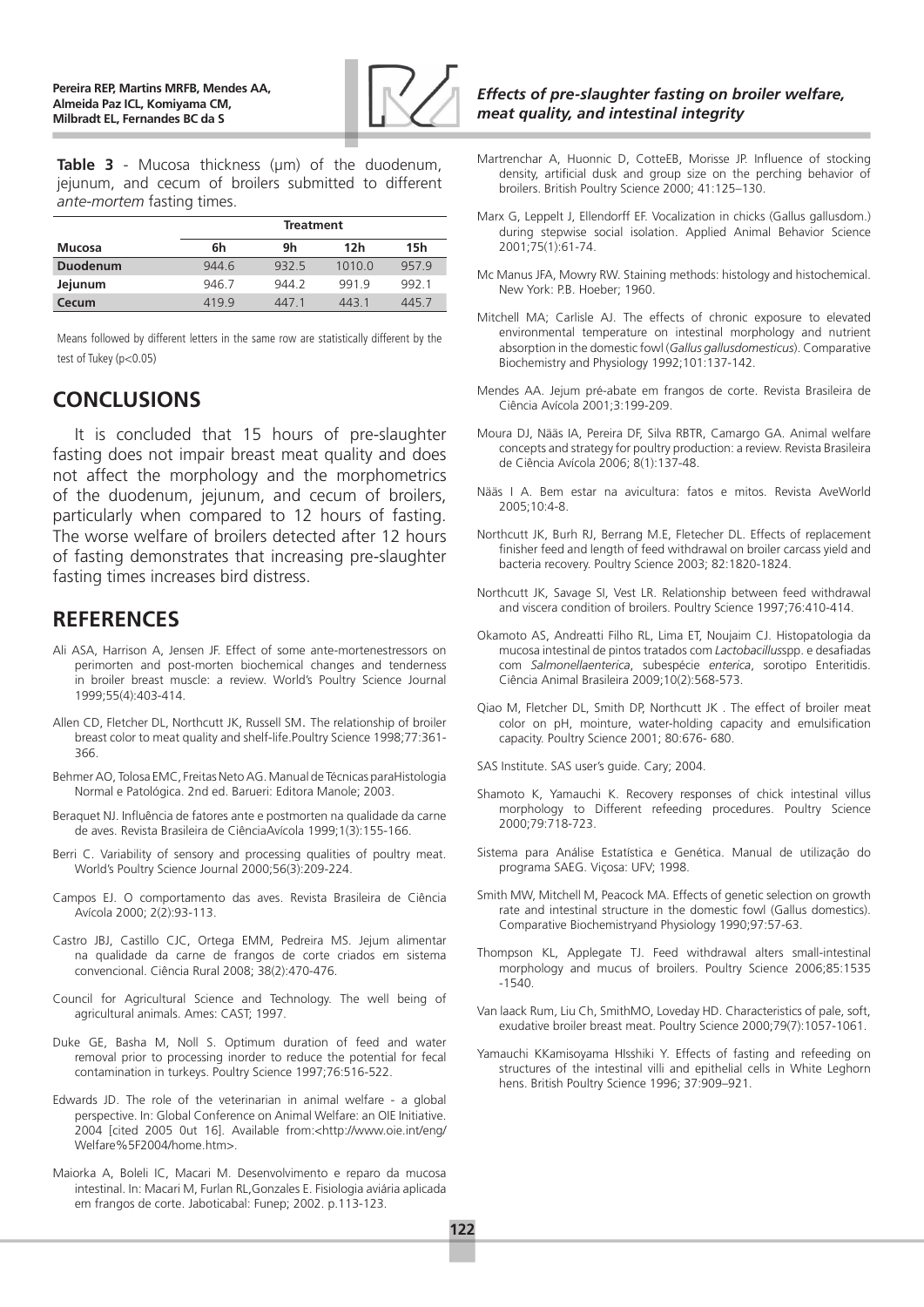**Table 3** - Mucosa thickness (μm) of the duodenum, jejunum, and cecum of broilers submitted to different *ante-mortem* fasting times.

| | Treatment | | | |
|---|---|---|---|---|
| **Mucosa** | **6h** | **9h** | **12h** | **15h** |
| **Duodenum** | 944.6 | 932.5 | 1010.0 | 957.9 |
| **Jejunum** | 946.7 | 944.2 | 991.9 | 992.1 |
| **Cecum** | 419.9 | 447.1 | 443.1 | 445.7 |

Means followed by different letters in the same row are statistically different by the test of Tukey ($p<0.05$)

## CONCLUSIONS

It is concluded that 15 hours of pre-slaughter fasting does not impair breast meat quality and does not affect the morphology and the morphometrics of the duodenum, jejunum, and cecum of broilers, particularly when compared to 12 hours of fasting. The worse welfare of broilers detected after 12 hours of fasting demonstrates that increasing pre-slaughter fasting times increases bird distress.

## REFERENCES

Ali ASA, Harrison A, Jensen JF. Effect of some ante-mortenestressors on perimorten and post-morten biochemical changes and tenderness in broiler breast muscle: a review. World's Poultry Science Journal 1999;55(4):403-414.

Allen CD, Fletcher DL, Northcutt JK, Russell SM. The relationship of broiler breast color to meat quality and shelf-life.Poultry Science 1998;77:361-366.

Behmer AO, Tolosa EMC, Freitas Neto AG. Manual de Técnicas paraHistologia Normal e Patológica. 2nd ed. Barueri: Editora Manole; 2003.

Beraquet NJ. Influência de fatores ante e postmorten na qualidade da carne de aves. Revista Brasileira de CiênciaAvícola 1999;1(3):155-166.

Berri C. Variability of sensory and processing qualities of poultry meat. World's Poultry Science Journal 2000;56(3):209-224.

Campos EJ. O comportamento das aves. Revista Brasileira de Ciência Avícola 2000; 2(2):93-113.

Castro JBJ, Castillo CJC, Ortega EMM, Pedreira MS. Jejum alimentar na qualidade da carne de frangos de corte criados em sistema convencional. Ciência Rural 2008; 38(2):470-476.

Council for Agricultural Science and Technology. The well being of agricultural animals. Ames: CAST; 1997.

Duke GE, Basha M, Noll S. Optimum duration of feed and water removal prior to processing inorder to reduce the potential for fecal contamination in turkeys. Poultry Science 1997;76:516-522.

Edwards JD. The role of the veterinarian in animal welfare - a global perspective. In: Global Conference on Animal Welfare: an OIE Initiative. 2004 [cited 2005 0ut 16]. Available from:<http://www.oie.int/eng/Welfare%5F2004/home.htm>.

Maiorka A, Boleli IC, Macari M. Desenvolvimento e reparo da mucosa intestinal. In: Macari M, Furlan RL,Gonzales E. Fisiologia aviária aplicada em frangos de corte. Jaboticabal: Funep; 2002. p.113-123.

Martrenchar A, Huonnic D, CotteEB, Morisse JP. Influence of stocking density, artificial dusk and group size on the perching behavior of broilers. British Poultry Science 2000; 41:125–130.

Marx G, Leppelt J, Ellendorff EF. Vocalization in chicks (Gallus gallusdom.) during stepwise social isolation. Applied Animal Behavior Science 2001;75(1):61-74.

Mc Manus JFA, Mowry RW. Staining methods: histology and histochemical. New York: P.B. Hoeber; 1960.

Mitchell MA; Carlisle AJ. The effects of chronic exposure to elevated environmental temperature on intestinal morphology and nutrient absorption in the domestic fowl (*Gallus gallusdomesticus*). Comparative Biochemistry and Physiology 1992;101:137-142.

Mendes AA. Jejum pré-abate em frangos de corte. Revista Brasileira de Ciência Avícola 2001;3:199-209.

Moura DJ, Nääs IA, Pereira DF, Silva RBTR, Camargo GA. Animal welfare concepts and strategy for poultry production: a review. Revista Brasileira de Ciência Avícola 2006; 8(1):137-48.

Nääs I A. Bem estar na avicultura: fatos e mitos. Revista AveWorld 2005;10:4-8.

Northcutt JK, Burh RJ, Berrang M.E, Fletecher DL. Effects of replacement finisher feed and length of feed withdrawal on broiler carcass yield and bacteria recovery. Poultry Science 2003; 82:1820-1824.

Northcutt JK, Savage SI, Vest LR. Relationship between feed withdrawal and viscera condition of broilers. Poultry Science 1997;76:410-414.

Okamoto AS, Andreatti Filho RL, Lima ET, Noujaim CJ. Histopatologia da mucosa intestinal de pintos tratados com *Lactobacillus*spp. e desafiadas com *Salmonellaenterica*, subespécie *enterica*, sorotipo Enteritidis. Ciência Animal Brasileira 2009;10(2):568-573.

Qiao M, Fletcher DL, Smith DP, Northcutt JK . The effect of broiler meat color on pH, mointure, water-holding capacity and emulsification capacity. Poultry Science 2001; 80:676- 680.

SAS Institute. SAS user's guide. Cary; 2004.

Shamoto K, Yamauchi K. Recovery responses of chick intestinal villus morphology to Different refeeding procedures. Poultry Science 2000;79:718-723.

Sistema para Análise Estatística e Genética. Manual de utilização do programa SAEG. Viçosa: UFV; 1998.

Smith MW, Mitchell M, Peacock MA. Effects of genetic selection on growth rate and intestinal structure in the domestic fowl (Gallus domestics). Comparative Biochemistryand Physiology 1990;97:57-63.

Thompson KL, Applegate TJ. Feed withdrawal alters small-intestinal morphology and mucus of broilers. Poultry Science 2006;85:1535 -1540.

Van laack Rum, Liu Ch, SmithMO, Loveday HD. Characteristics of pale, soft, exudative broiler breast meat. Poultry Science 2000;79(7):1057-1061.

Yamauchi KKamisoyama HIsshiki Y. Effects of fasting and refeeding on structures of the intestinal villi and epithelial cells in White Leghorn hens. British Poultry Science 1996; 37:909–921.